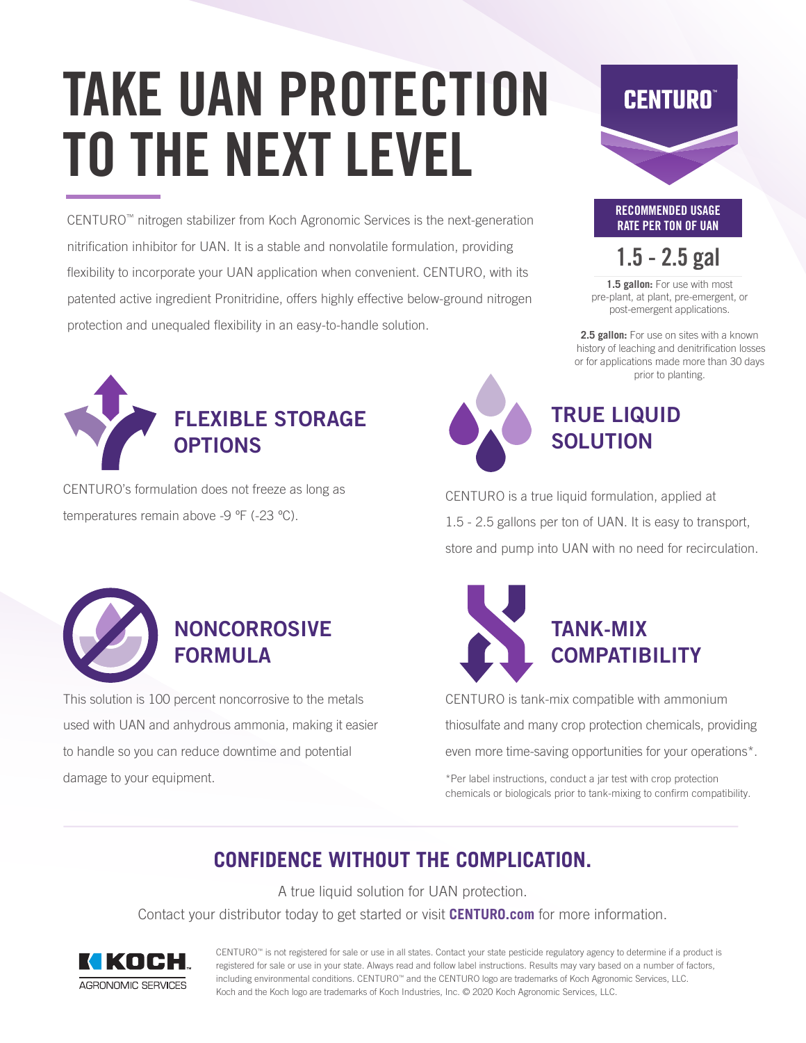# TAKE UAN PROTECTION TO THE NEXT LEVEL

CENTURO™ nitrogen stabilizer from Koch Agronomic Services is the next-generation nitrification inhibitor for UAN. It is a stable and nonvolatile formulation, providing flexibility to incorporate your UAN application when convenient. CENTURO, with its patented active ingredient Pronitridine, offers highly effective below-ground nitrogen protection and unequaled flexibility in an easy-to-handle solution.

CENTURO™

**RECOMMENDED USAGE RATE PER TON OF UAN**

**1.5 - 2.5 gal**

**1.5 gallon:** For use with most pre-plant, at plant, pre-emergent, or post-emergent applications.

**2.5 gallon:** For use on sites with a known history of leaching and denitrification losses or for applications made more than 30 days prior to planting.

## FLEXIBLE STORAGE OPTIONS

CENTURO's formulation does not freeze as long as temperatures remain above -9 °F (-23 °C).

## TRUE LIQUID SOLUTION

CENTURO is a true liquid formulation, applied at 1.5 - 2.5 gallons per ton of UAN. It is easy to transport, store and pump into UAN with no need for recirculation.

## NONCORROSIVE FORMULA

This solution is 100 percent noncorrosive to the metals used with UAN and anhydrous ammonia, making it easier to handle so you can reduce downtime and potential damage to your equipment.

## TANK-MIX COMPATIBILITY

CENTURO is tank-mix compatible with ammonium thiosulfate and many crop protection chemicals, providing even more time-saving opportunities for your operations*.

*Per label instructions, conduct a jar test with crop protection chemicals or biologicals prior to tank-mixing to confirm compatibility.

## CONFIDENCE WITHOUT THE COMPLICATION.

A true liquid solution for UAN protection.

Contact your distributor today to get started or visit **CENTURO.com** for more information.

KOCH AGRONOMIC SERVICES

CENTURO™ is not registered for sale or use in all states. Contact your state pesticide regulatory agency to determine if a product is registered for sale or use in your state. Always read and follow label instructions. Results may vary based on a number of factors, including environmental conditions. CENTURO™ and the CENTURO logo are trademarks of Koch Agronomic Services, LLC. Koch and the Koch logo are trademarks of Koch Industries, Inc. © 2020 Koch Agronomic Services, LLC.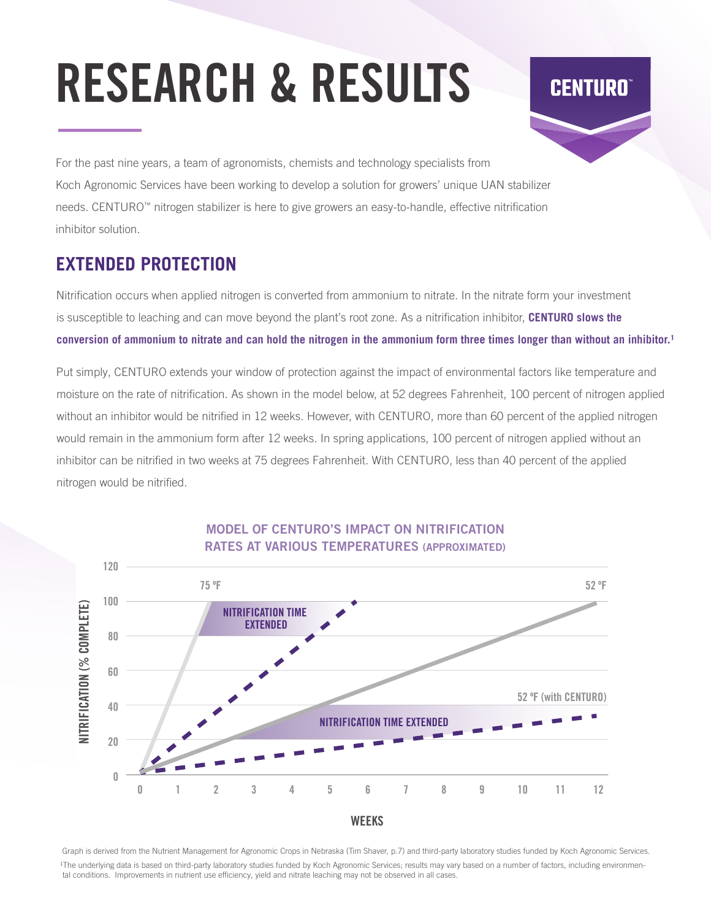# RESEARCH & RESULTS

CENTURO™

For the past nine years, a team of agronomists, chemists and technology specialists from Koch Agronomic Services have been working to develop a solution for growers' unique UAN stabilizer needs. CENTURO™ nitrogen stabilizer is here to give growers an easy-to-handle, effective nitrification inhibitor solution.

## EXTENDED PROTECTION

Nitrification occurs when applied nitrogen is converted from ammonium to nitrate. In the nitrate form your investment is susceptible to leaching and can move beyond the plant's root zone. As a nitrification inhibitor, **CENTURO slows the conversion of ammonium to nitrate and can hold the nitrogen in the ammonium form three times longer than without an inhibitor.[1]**

Put simply, CENTURO extends your window of protection against the impact of environmental factors like temperature and moisture on the rate of nitrification. As shown in the model below, at 52 degrees Fahrenheit, 100 percent of nitrogen applied without an inhibitor would be nitrified in 12 weeks. However, with CENTURO, more than 60 percent of the applied nitrogen would remain in the ammonium form after 12 weeks. In spring applications, 100 percent of nitrogen applied without an inhibitor can be nitrified in two weeks at 75 degrees Fahrenheit. With CENTURO, less than 40 percent of the applied nitrogen would be nitrified.

**MODEL OF CENTURO'S IMPACT ON NITRIFICATION RATES AT VARIOUS TEMPERATURES (APPROXIMATED)**

NITRIFICATION (% COMPLETE)

0, 20, 40, 60, 80, 100, 120

WEEKS

0, 1, 2, 3, 4, 5, 6, 7, 8, 9, 10, 11, 12

75 ºF

52 ºF

52 ºF (with CENTURO)

NITRIFICATION TIME EXTENDED

NITRIFICATION TIME EXTENDED

Graph is derived from the Nutrient Management for Agronomic Crops in Nebraska (Tim Shaver, p.7) and third-party laboratory studies funded by Koch Agronomic Services.

[1]The underlying data is based on third-party laboratory studies funded by Koch Agronomic Services; results may vary based on a number of factors, including environmental conditions. Improvements in nutrient use efficiency, yield and nitrate leaching may not be observed in all cases.